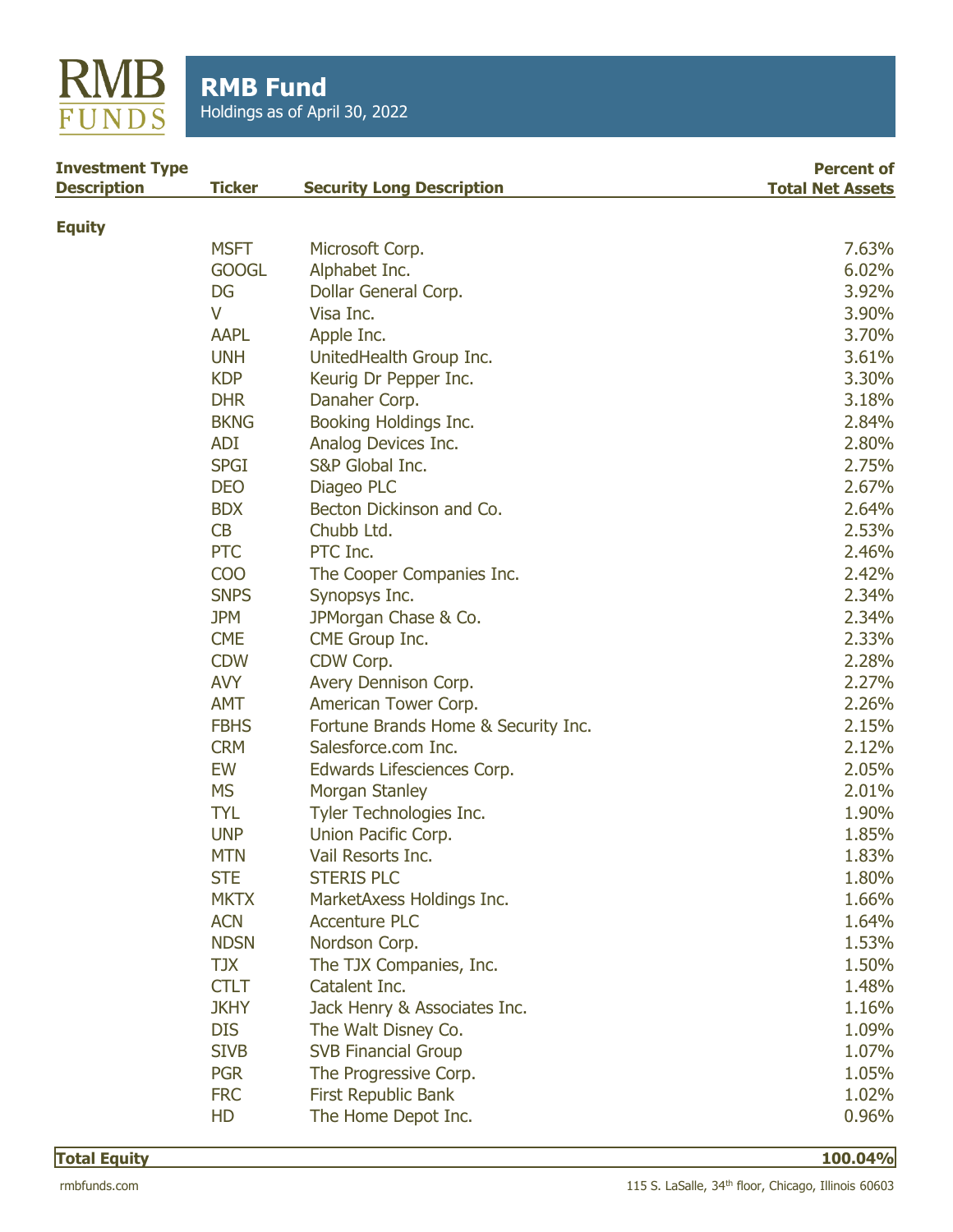# RMB Fund

Holdings as of April 30, 2022

| Investment Type Description | Ticker | Security Long Description | Percent of Total Net Assets |
|---|---|---|---|
| **Equity** | | | |
| | MSFT | Microsoft Corp. | 7.63% |
| | GOOGL | Alphabet Inc. | 6.02% |
| | DG | Dollar General Corp. | 3.92% |
| | V | Visa Inc. | 3.90% |
| | AAPL | Apple Inc. | 3.70% |
| | UNH | UnitedHealth Group Inc. | 3.61% |
| | KDP | Keurig Dr Pepper Inc. | 3.30% |
| | DHR | Danaher Corp. | 3.18% |
| | BKNG | Booking Holdings Inc. | 2.84% |
| | ADI | Analog Devices Inc. | 2.80% |
| | SPGI | S&P Global Inc. | 2.75% |
| | DEO | Diageo PLC | 2.67% |
| | BDX | Becton Dickinson and Co. | 2.64% |
| | CB | Chubb Ltd. | 2.53% |
| | PTC | PTC Inc. | 2.46% |
| | COO | The Cooper Companies Inc. | 2.42% |
| | SNPS | Synopsys Inc. | 2.34% |
| | JPM | JPMorgan Chase & Co. | 2.34% |
| | CME | CME Group Inc. | 2.33% |
| | CDW | CDW Corp. | 2.28% |
| | AVY | Avery Dennison Corp. | 2.27% |
| | AMT | American Tower Corp. | 2.26% |
| | FBHS | Fortune Brands Home & Security Inc. | 2.15% |
| | CRM | Salesforce.com Inc. | 2.12% |
| | EW | Edwards Lifesciences Corp. | 2.05% |
| | MS | Morgan Stanley | 2.01% |
| | TYL | Tyler Technologies Inc. | 1.90% |
| | UNP | Union Pacific Corp. | 1.85% |
| | MTN | Vail Resorts Inc. | 1.83% |
| | STE | STERIS PLC | 1.80% |
| | MKTX | MarketAxess Holdings Inc. | 1.66% |
| | ACN | Accenture PLC | 1.64% |
| | NDSN | Nordson Corp. | 1.53% |
| | TJX | The TJX Companies, Inc. | 1.50% |
| | CTLT | Catalent Inc. | 1.48% |
| | JKHY | Jack Henry & Associates Inc. | 1.16% |
| | DIS | The Walt Disney Co. | 1.09% |
| | SIVB | SVB Financial Group | 1.07% |
| | PGR | The Progressive Corp. | 1.05% |
| | FRC | First Republic Bank | 1.02% |
| | HD | The Home Depot Inc. | 0.96% |
| **Total Equity** | | | **100.04%** |

rmbfunds.com

115 S. LaSalle, 34th floor, Chicago, Illinois 60603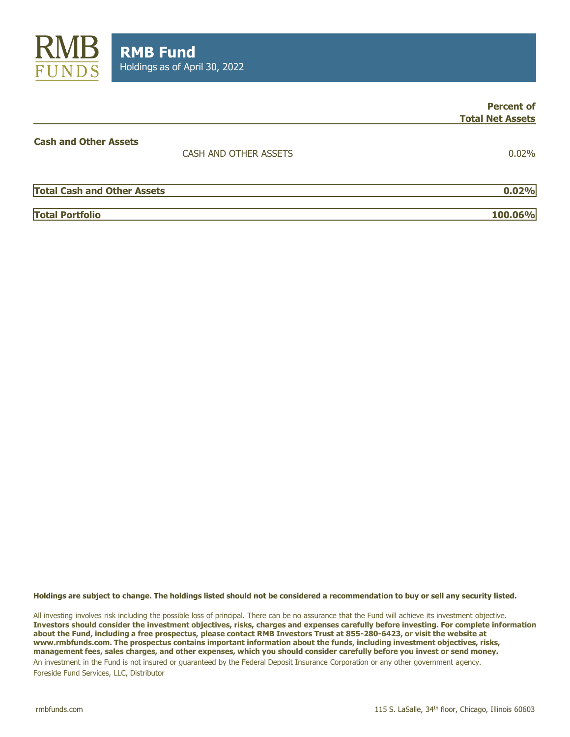# RMB Fund

Holdings as of April 30, 2022

| | | Percent of Total Net Assets |
|---|---|---|
| **Cash and Other Assets** | | |
| | CASH AND OTHER ASSETS | 0.02% |
| **Total Cash and Other Assets** | | **0.02%** |
| **Total Portfolio** | | **100.06%** |

**Holdings are subject to change. The holdings listed should not be considered a recommendation to buy or sell any security listed.**

All investing involves risk including the possible loss of principal. There can be no assurance that the Fund will achieve its investment objective. **Investors should consider the investment objectives, risks, charges and expenses carefully before investing. For complete information about the Fund, including a free prospectus, please contact RMB Investors Trust at 855-280-6423, or visit the website at www.rmbfunds.com. The prospectus contains important information about the funds, including investment objectives, risks, management fees, sales charges, and other expenses, which you should consider carefully before you invest or send money.**

An investment in the Fund is not insured or guaranteed by the Federal Deposit Insurance Corporation or any other government agency.

Foreside Fund Services, LLC, Distributor

rmbfunds.com

115 S. LaSalle, 34th floor, Chicago, Illinois 60603